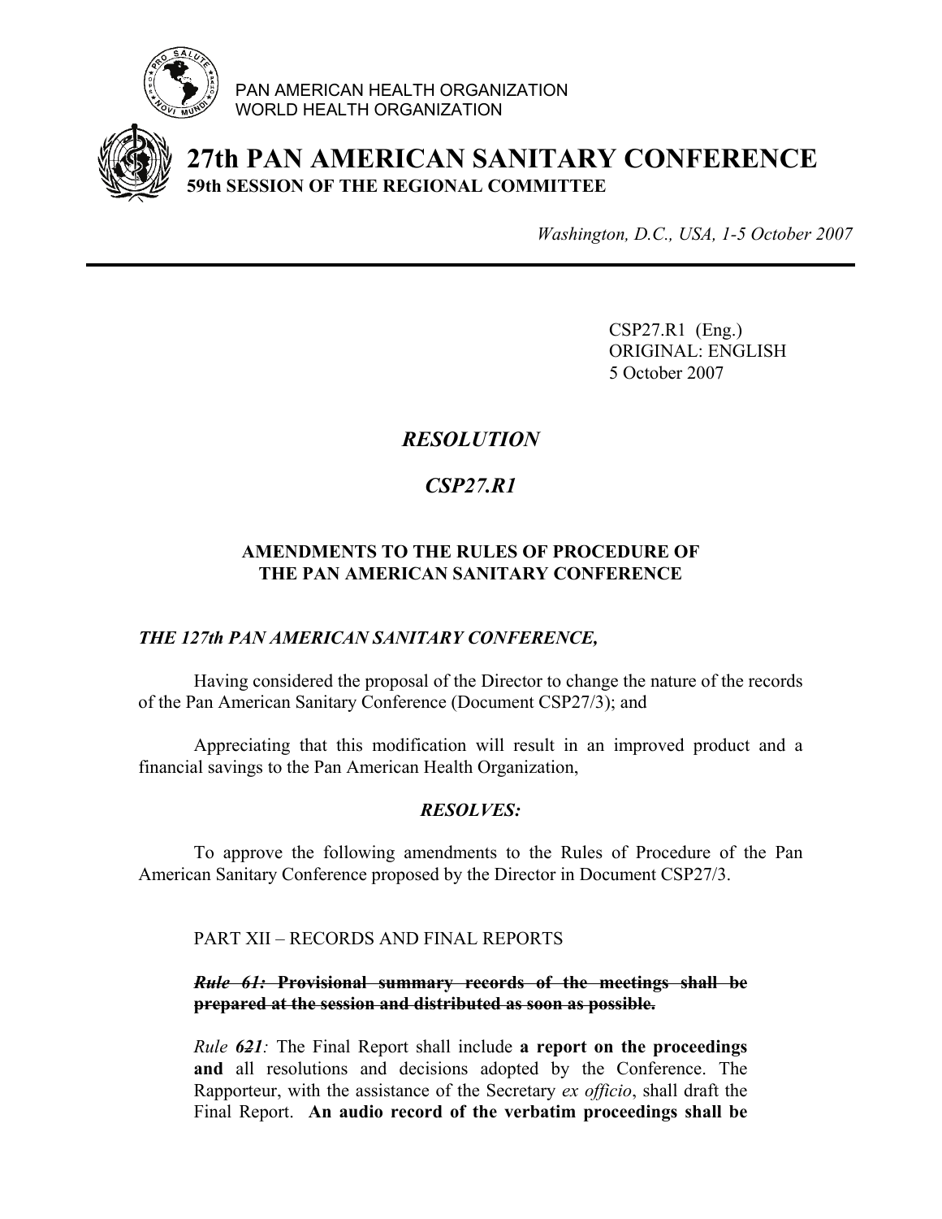PAN AMERICAN HEALTH ORGANIZATION
WORLD HEALTH ORGANIZATION

# 27th PAN AMERICAN SANITARY CONFERENCE

**59th SESSION OF THE REGIONAL COMMITTEE**

*Washington, D.C., USA, 1-5 October 2007*

---

CSP27.R1 (Eng.)
ORIGINAL: ENGLISH
5 October 2007

## *RESOLUTION*

## *CSP27.R1*

### AMENDMENTS TO THE RULES OF PROCEDURE OF THE PAN AMERICAN SANITARY CONFERENCE

***THE 127th PAN AMERICAN SANITARY CONFERENCE,***

Having considered the proposal of the Director to change the nature of the records of the Pan American Sanitary Conference (Document CSP27/3); and

Appreciating that this modification will result in an improved product and a financial savings to the Pan American Health Organization,

***RESOLVES:***

To approve the following amendments to the Rules of Procedure of the Pan American Sanitary Conference proposed by the Director in Document CSP27/3.

PART XII – RECORDS AND FINAL REPORTS

> ~~***Rule 61:*** **Provisional summary records of the meetings shall be prepared at the session and distributed as soon as possible.**~~
>
> *Rule* ***6~~2~~1****:* The Final Report shall include **a report on the proceedings and** all resolutions and decisions adopted by the Conference. The Rapporteur, with the assistance of the Secretary *ex officio*, shall draft the Final Report. **An audio record of the verbatim proceedings shall be**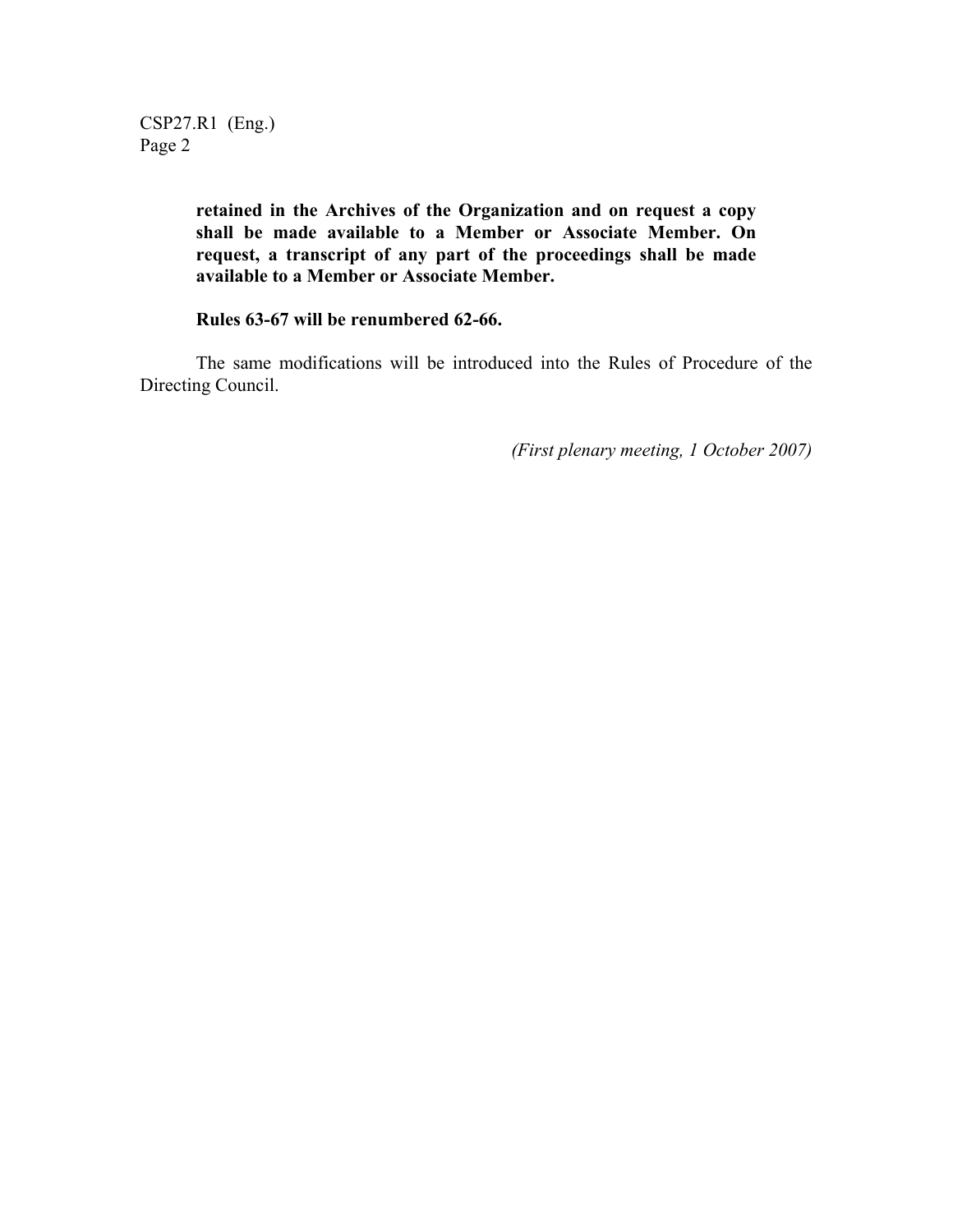**retained in the Archives of the Organization and on request a copy shall be made available to a Member or Associate Member. On request, a transcript of any part of the proceedings shall be made available to a Member or Associate Member.**

**Rules 63-67 will be renumbered 62-66.**

The same modifications will be introduced into the Rules of Procedure of the Directing Council.

*(First plenary meeting, 1 October 2007)*